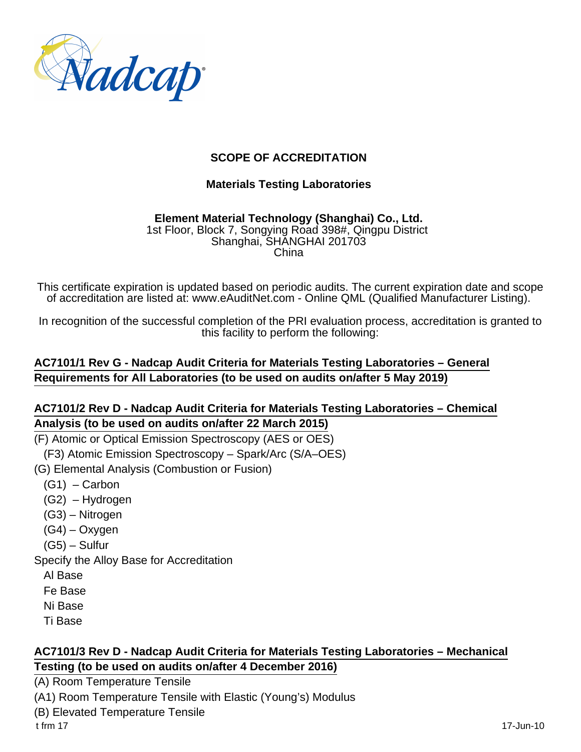# SCOPE OF ACCREDITATION

## Materials Testing Laboratories

**Element Material Technology (Shanghai) Co., Ltd.**
1st Floor, Block 7, Songying Road 398#, Qingpu District
Shanghai, SHANGHAI 201703
China

This certificate expiration is updated based on periodic audits. The current expiration date and scope of accreditation are listed at: www.eAuditNet.com - Online QML (Qualified Manufacturer Listing).

In recognition of the successful completion of the PRI evaluation process, accreditation is granted to this facility to perform the following:

### AC7101/1 Rev G - Nadcap Audit Criteria for Materials Testing Laboratories – General Requirements for All Laboratories (to be used on audits on/after 5 May 2019)

### AC7101/2 Rev D - Nadcap Audit Criteria for Materials Testing Laboratories – Chemical Analysis (to be used on audits on/after 22 March 2015)

(F) Atomic or Optical Emission Spectroscopy (AES or OES)
- (F3) Atomic Emission Spectroscopy – Spark/Arc (S/A–OES)

(G) Elemental Analysis (Combustion or Fusion)
- (G1) – Carbon
- (G2) – Hydrogen
- (G3) – Nitrogen
- (G4) – Oxygen
- (G5) – Sulfur

Specify the Alloy Base for Accreditation
- Al Base
- Fe Base
- Ni Base
- Ti Base

### AC7101/3 Rev D - Nadcap Audit Criteria for Materials Testing Laboratories – Mechanical Testing (to be used on audits on/after 4 December 2016)

(A) Room Temperature Tensile

(A1) Room Temperature Tensile with Elastic (Young's) Modulus

(B) Elevated Temperature Tensile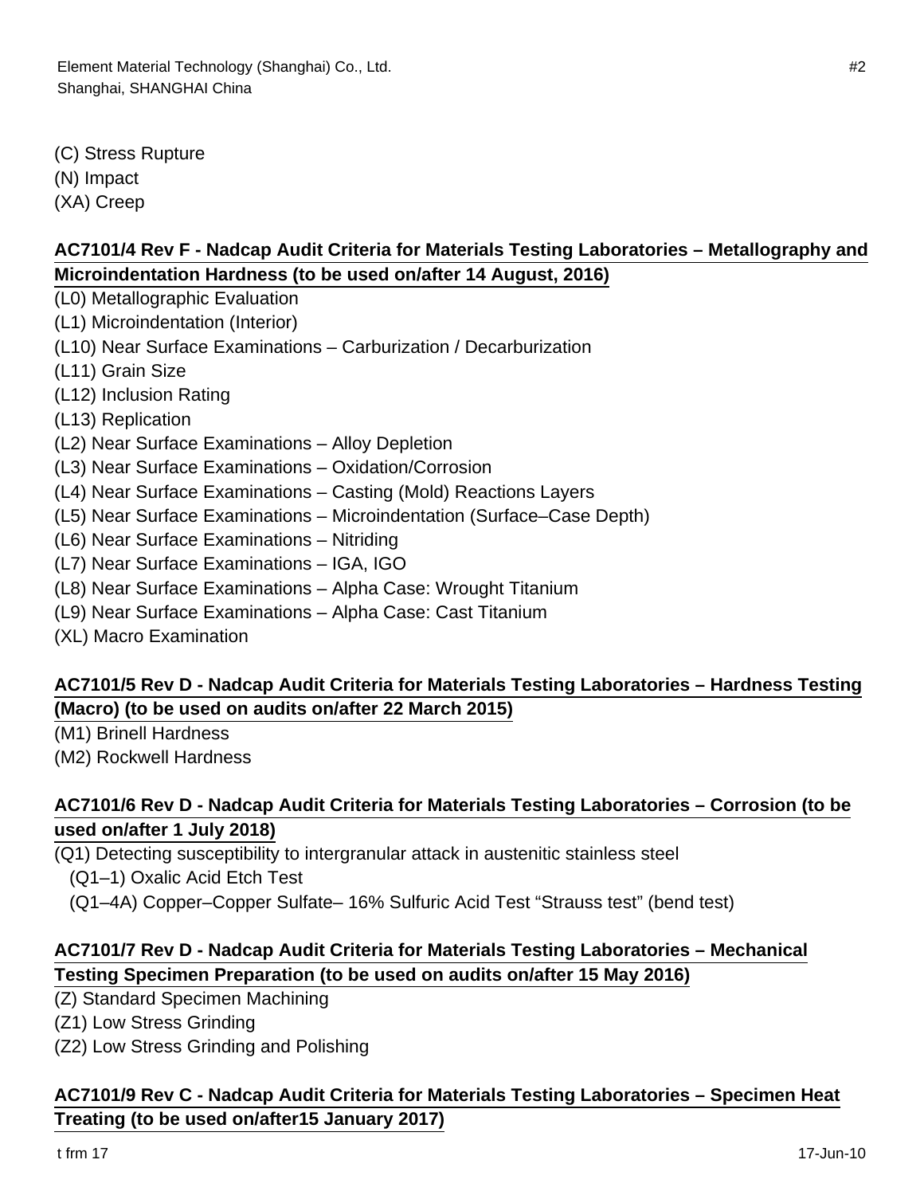(C) Stress Rupture
(N) Impact
(XA) Creep

**AC7101/4 Rev F - Nadcap Audit Criteria for Materials Testing Laboratories – Metallography and Microindentation Hardness (to be used on/after 14 August, 2016)**

(L0) Metallographic Evaluation
(L1) Microindentation (Interior)
(L10) Near Surface Examinations – Carburization / Decarburization
(L11) Grain Size
(L12) Inclusion Rating
(L13) Replication
(L2) Near Surface Examinations – Alloy Depletion
(L3) Near Surface Examinations – Oxidation/Corrosion
(L4) Near Surface Examinations – Casting (Mold) Reactions Layers
(L5) Near Surface Examinations – Microindentation (Surface–Case Depth)
(L6) Near Surface Examinations – Nitriding
(L7) Near Surface Examinations – IGA, IGO
(L8) Near Surface Examinations – Alpha Case: Wrought Titanium
(L9) Near Surface Examinations – Alpha Case: Cast Titanium
(XL) Macro Examination

**AC7101/5 Rev D - Nadcap Audit Criteria for Materials Testing Laboratories – Hardness Testing (Macro) (to be used on audits on/after 22 March 2015)**

(M1) Brinell Hardness
(M2) Rockwell Hardness

**AC7101/6 Rev D - Nadcap Audit Criteria for Materials Testing Laboratories – Corrosion (to be used on/after 1 July 2018)**

(Q1) Detecting susceptibility to intergranular attack in austenitic stainless steel
  (Q1–1) Oxalic Acid Etch Test
  (Q1–4A) Copper–Copper Sulfate– 16% Sulfuric Acid Test “Strauss test” (bend test)

**AC7101/7 Rev D - Nadcap Audit Criteria for Materials Testing Laboratories – Mechanical Testing Specimen Preparation (to be used on audits on/after 15 May 2016)**

(Z) Standard Specimen Machining
(Z1) Low Stress Grinding
(Z2) Low Stress Grinding and Polishing

**AC7101/9 Rev C - Nadcap Audit Criteria for Materials Testing Laboratories – Specimen Heat Treating (to be used on/after15 January 2017)**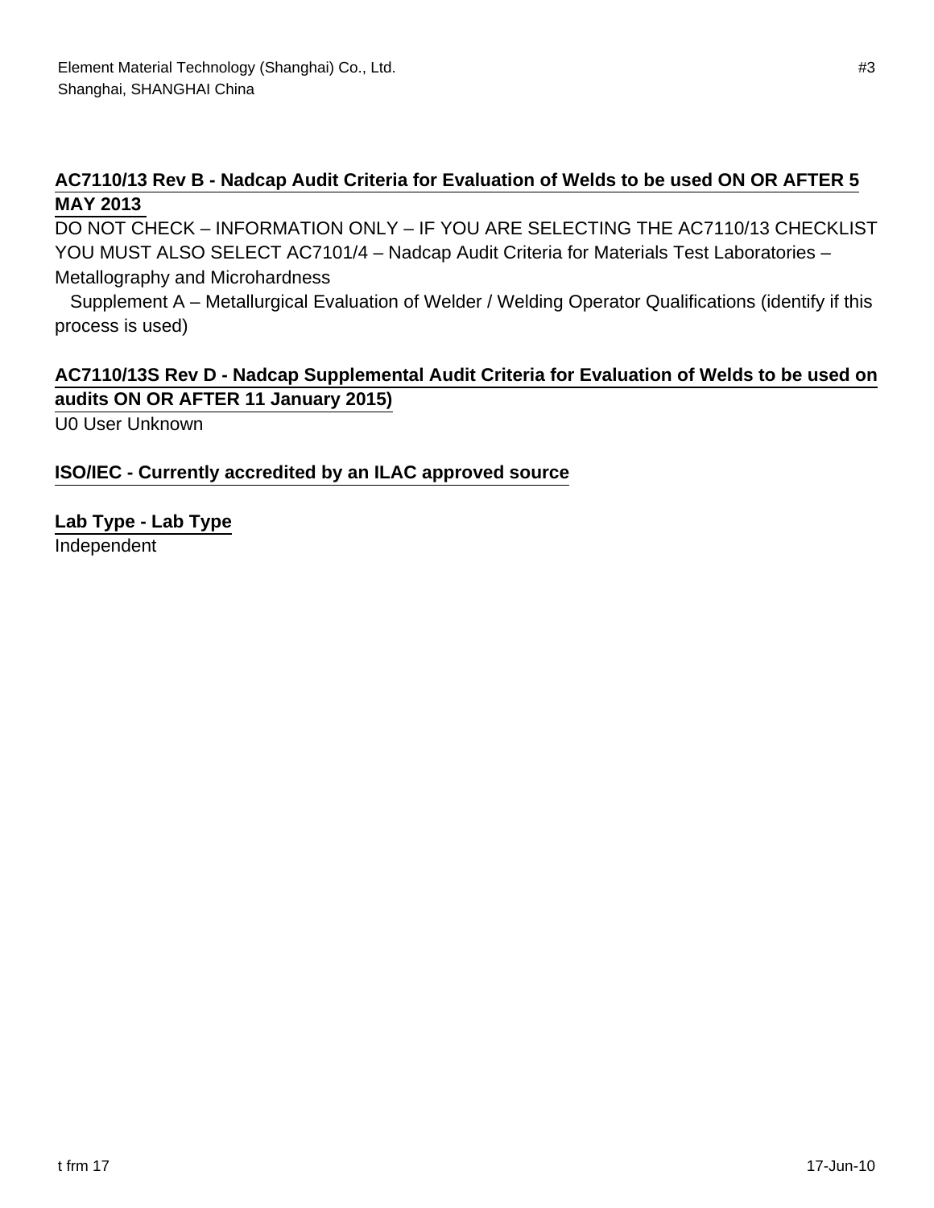**AC7110/13 Rev B - Nadcap Audit Criteria for Evaluation of Welds to be used ON OR AFTER 5 MAY 2013**

DO NOT CHECK – INFORMATION ONLY – IF YOU ARE SELECTING THE AC7110/13 CHECKLIST YOU MUST ALSO SELECT AC7101/4 – Nadcap Audit Criteria for Materials Test Laboratories – Metallography and Microhardness

Supplement A – Metallurgical Evaluation of Welder / Welding Operator Qualifications (identify if this process is used)

**AC7110/13S Rev D - Nadcap Supplemental Audit Criteria for Evaluation of Welds to be used on audits ON OR AFTER 11 January 2015)**

U0 User Unknown

**ISO/IEC - Currently accredited by an ILAC approved source**

**Lab Type - Lab Type**

Independent